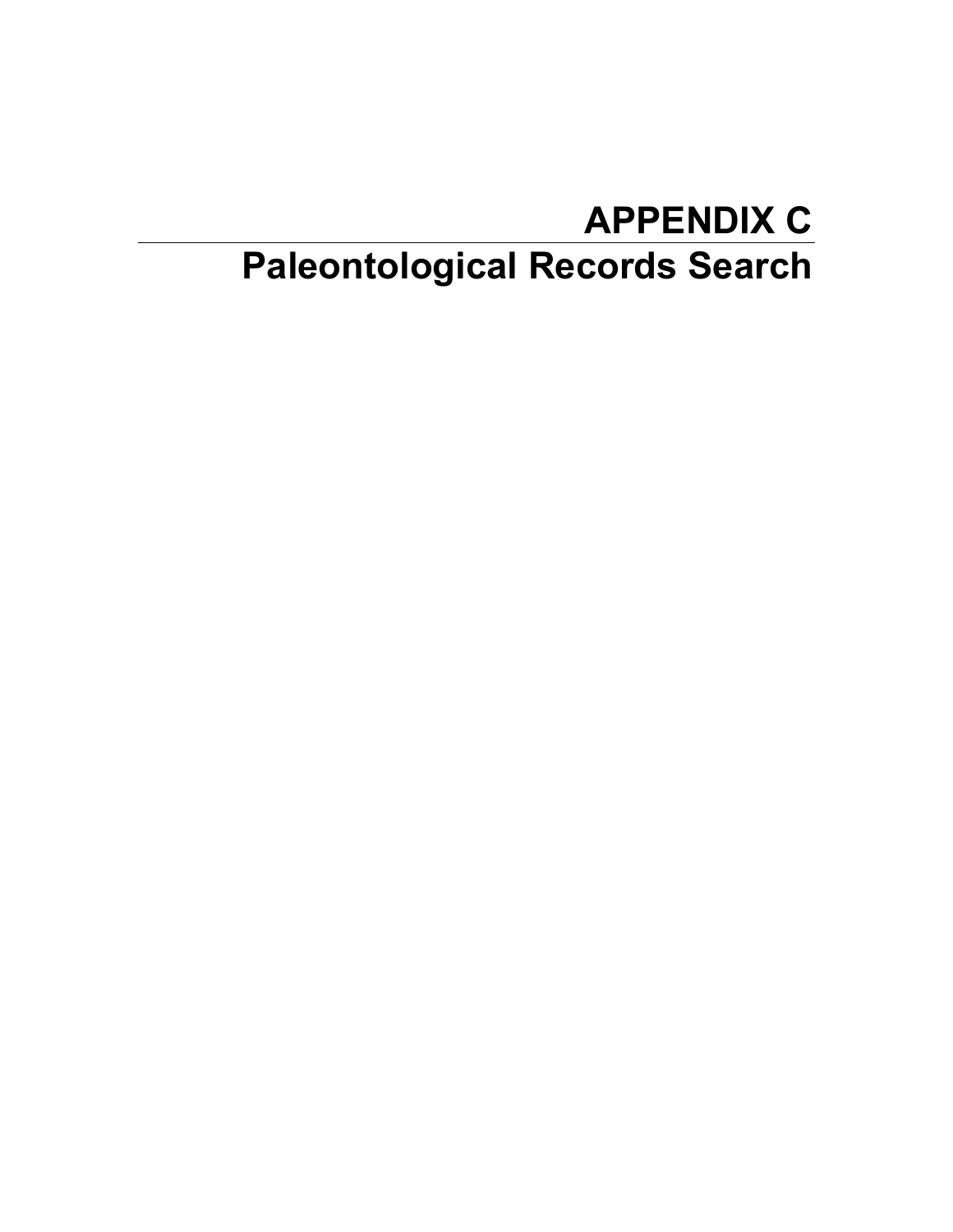# APPENDIX C

# Paleontological Records Search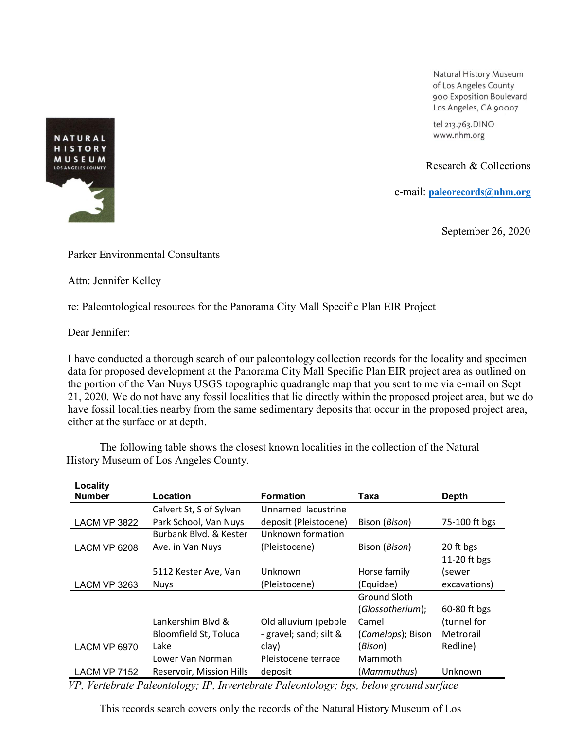Natural History Museum
of Los Angeles County
900 Exposition Boulevard
Los Angeles, CA 90007

tel 213.763.DINO
www.nhm.org

Research & Collections

e-mail: **paleorecords@nhm.org**

September 26, 2020

Parker Environmental Consultants

Attn: Jennifer Kelley

re: Paleontological resources for the Panorama City Mall Specific Plan EIR Project

Dear Jennifer:

I have conducted a thorough search of our paleontology collection records for the locality and specimen data for proposed development at the Panorama City Mall Specific Plan EIR project area as outlined on the portion of the Van Nuys USGS topographic quadrangle map that you sent to me via e-mail on Sept 21, 2020. We do not have any fossil localities that lie directly within the proposed project area, but we do have fossil localities nearby from the same sedimentary deposits that occur in the proposed project area, either at the surface or at depth.

The following table shows the closest known localities in the collection of the Natural History Museum of Los Angeles County.

| Locality Number | Location | Formation | Taxa | Depth |
|---|---|---|---|---|
| LACM VP 3822 | Calvert St, S of Sylvan Park School, Van Nuys | Unnamed lacustrine deposit (Pleistocene) | Bison (*Bison*) | 75-100 ft bgs |
| LACM VP 6208 | Burbank Blvd. & Kester Ave. in Van Nuys | Unknown formation (Pleistocene) | Bison (*Bison*) | 20 ft bgs |
| LACM VP 3263 | 5112 Kester Ave, Van Nuys | Unknown (Pleistocene) | Horse family (Equidae) | 11-20 ft bgs (sewer excavations) |
| LACM VP 6970 | Lankershim Blvd & Bloomfield St, Toluca Lake | Old alluvium (pebble - gravel; sand; silt & clay) | Ground Sloth (*Glossotherium*); Camel (*Camelops*); Bison (*Bison*) | 60-80 ft bgs (tunnel for Metrorail Redline) |
| LACM VP 7152 | Lower Van Norman Reservoir, Mission Hills | Pleistocene terrace deposit | Mammoth (*Mammuthus*) | Unknown |

*VP, Vertebrate Paleontology; IP, Invertebrate Paleontology; bgs, below ground surface*

This records search covers only the records of the Natural History Museum of Los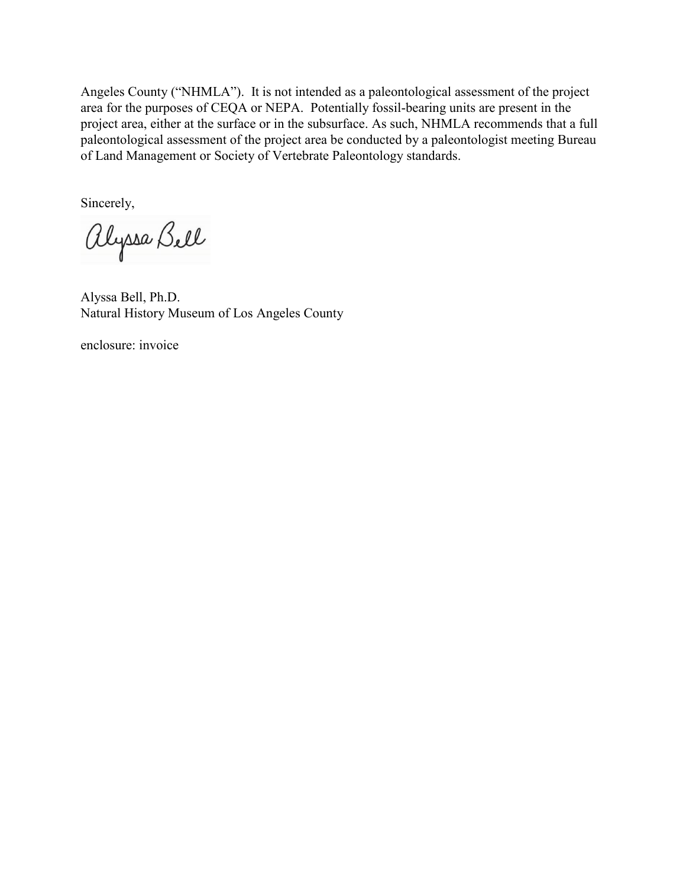Angeles County ("NHMLA"). It is not intended as a paleontological assessment of the project area for the purposes of CEQA or NEPA. Potentially fossil-bearing units are present in the project area, either at the surface or in the subsurface. As such, NHMLA recommends that a full paleontological assessment of the project area be conducted by a paleontologist meeting Bureau of Land Management or Society of Vertebrate Paleontology standards.

Sincerely,

Alyssa Bell

Alyssa Bell, Ph.D.
Natural History Museum of Los Angeles County

enclosure: invoice